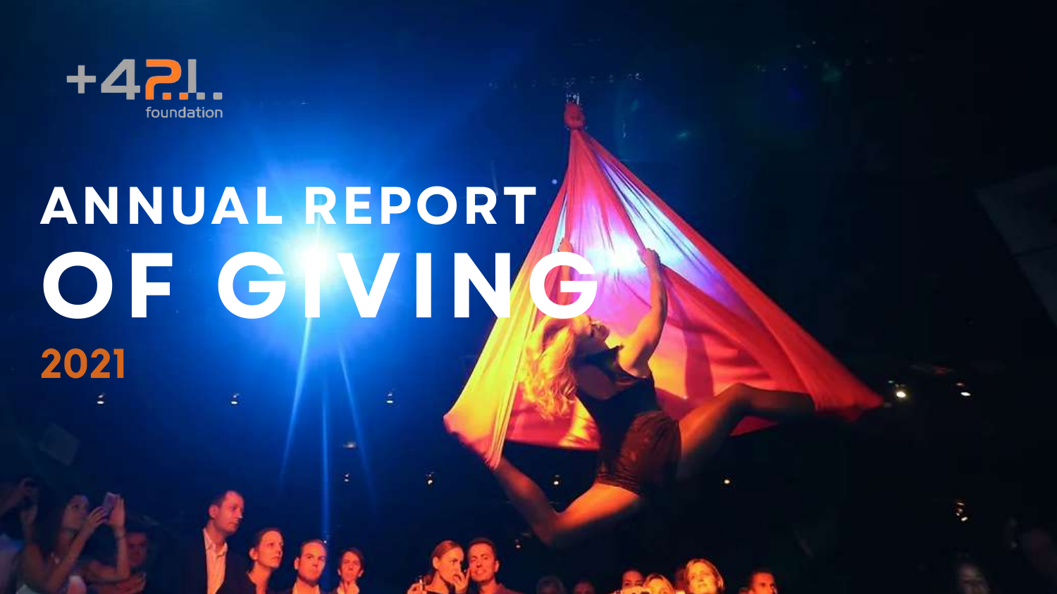+4P.I.. foundation

# ANNUAL REPORT OF GIVING

## 2021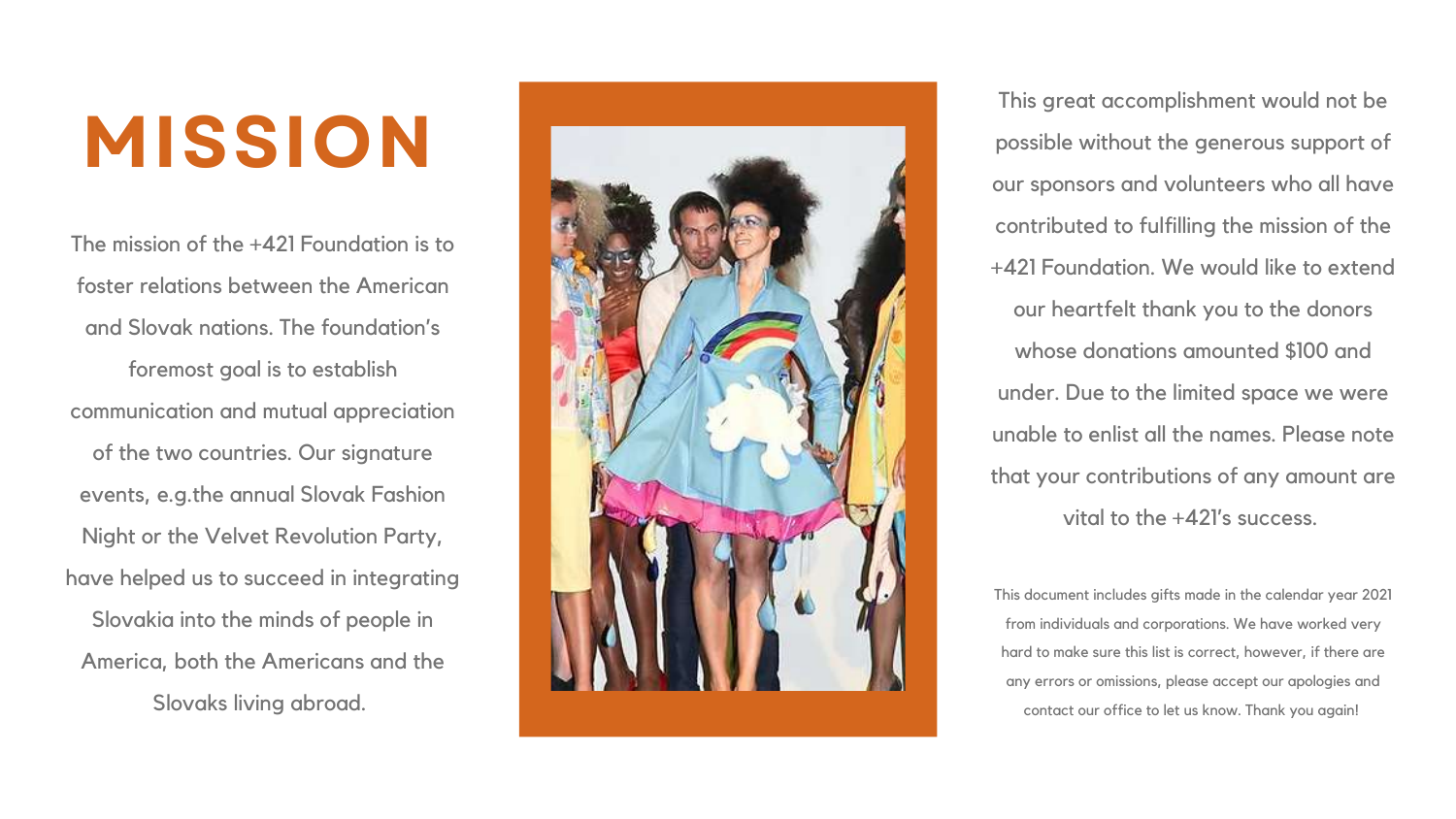# MISSION

The mission of the +421 Foundation is to foster relations between the American and Slovak nations. The foundation's foremost goal is to establish communication and mutual appreciation of the two countries. Our signature events, e.g.the annual Slovak Fashion Night or the Velvet Revolution Party, have helped us to succeed in integrating Slovakia into the minds of people in America, both the Americans and the Slovaks living abroad.

This great accomplishment would not be possible without the generous support of our sponsors and volunteers who all have contributed to fulfilling the mission of the +421 Foundation. We would like to extend our heartfelt thank you to the donors whose donations amounted $100 and under. Due to the limited space we were unable to enlist all the names. Please note that your contributions of any amount are vital to the +421's success.

This document includes gifts made in the calendar year 2021 from individuals and corporations. We have worked very hard to make sure this list is correct, however, if there are any errors or omissions, please accept our apologies and contact our office to let us know. Thank you again!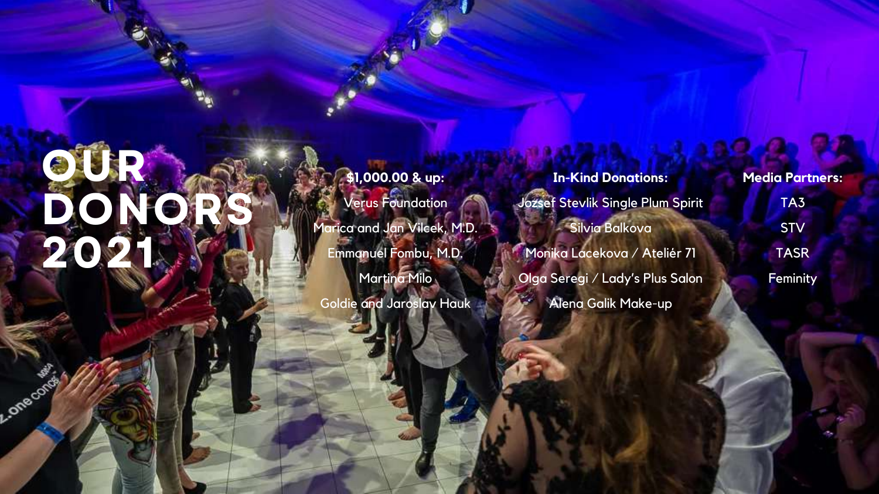# OUR DONORS 2021

**$1,000.00 & up:**

Verus Foundation

Marica and Jan Vilcek, M.D.

Emmanuel Fombu, M.D.

Martina Milo

Goldie and Jaroslav Hauk

**In-Kind Donations:**

Jozsef Stevlik Single Plum Spirit

Silvia Balkova

Monika Lacekova / Ateliér 71

Olga Seregi / Lady's Plus Salon

Alena Galik Make-up

**Media Partners:**

TA3

STV

TASR

Feminity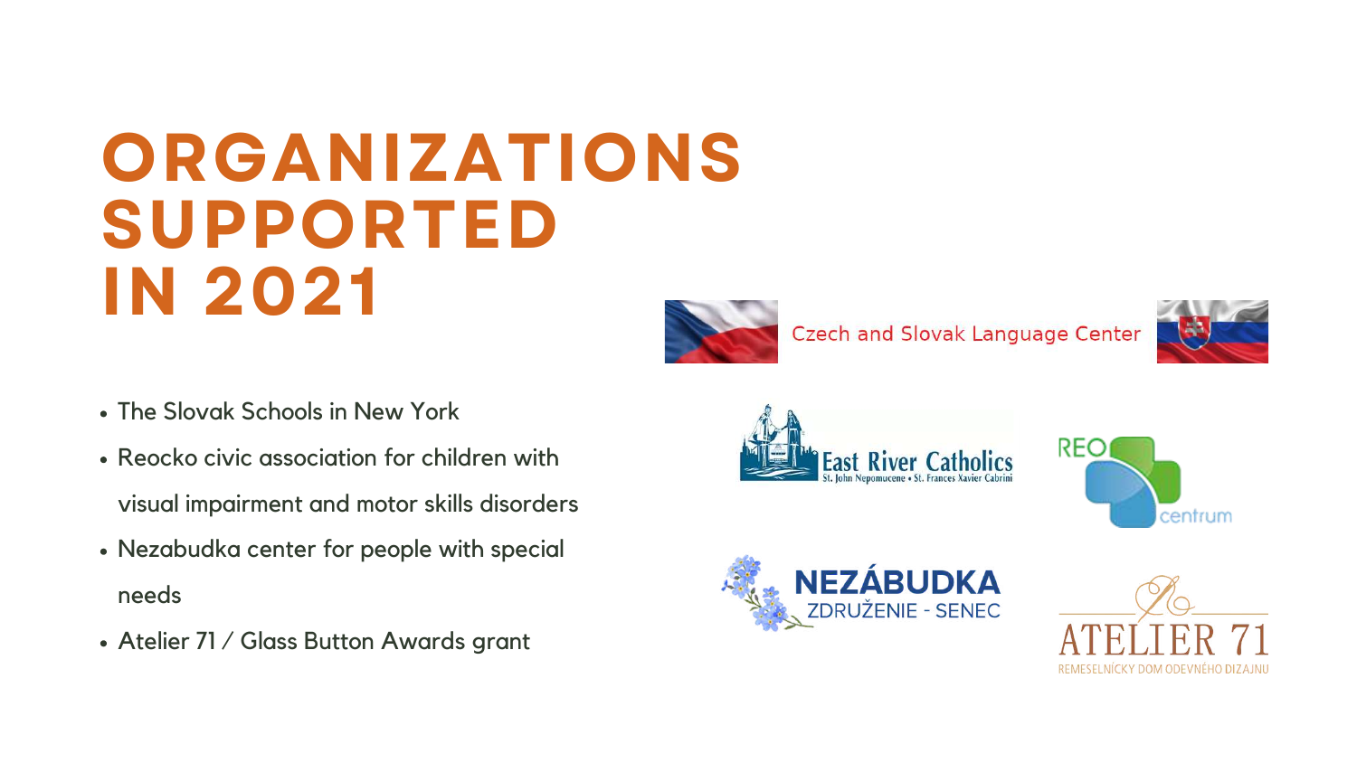# ORGANIZATIONS SUPPORTED IN 2021

- The Slovak Schools in New York
- Reocko civic association for children with visual impairment and motor skills disorders
- Nezabudka center for people with special needs
- Atelier 71 / Glass Button Awards grant

Czech and Slovak Language Center

East River Catholics
St. John Nepomucene • St. Frances Xavier Cabrini

REO centrum

NEZÁBUDKA
ZDRUŽENIE - SENEC

ATELIER 71
REMESELNÍCKY DOM ODEVNÉHO DIZAJNU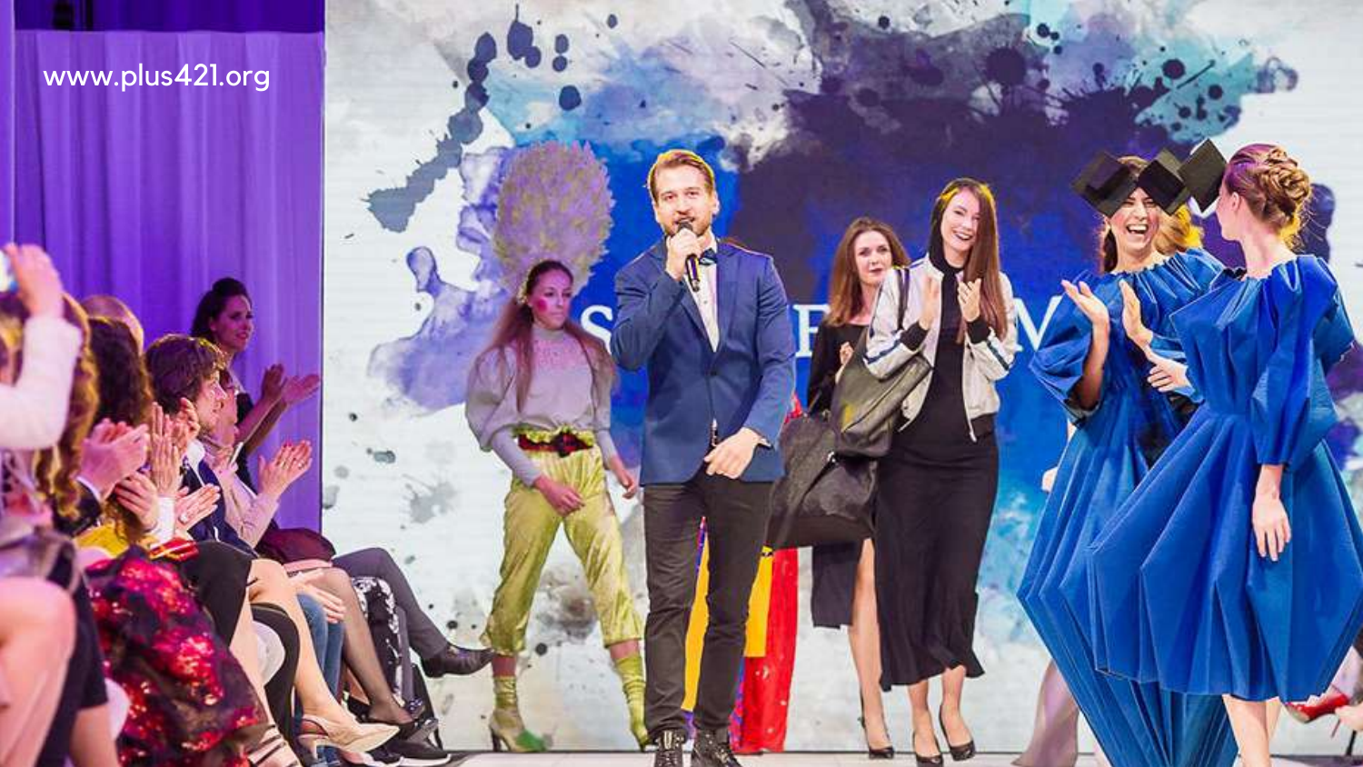www.plus421.org